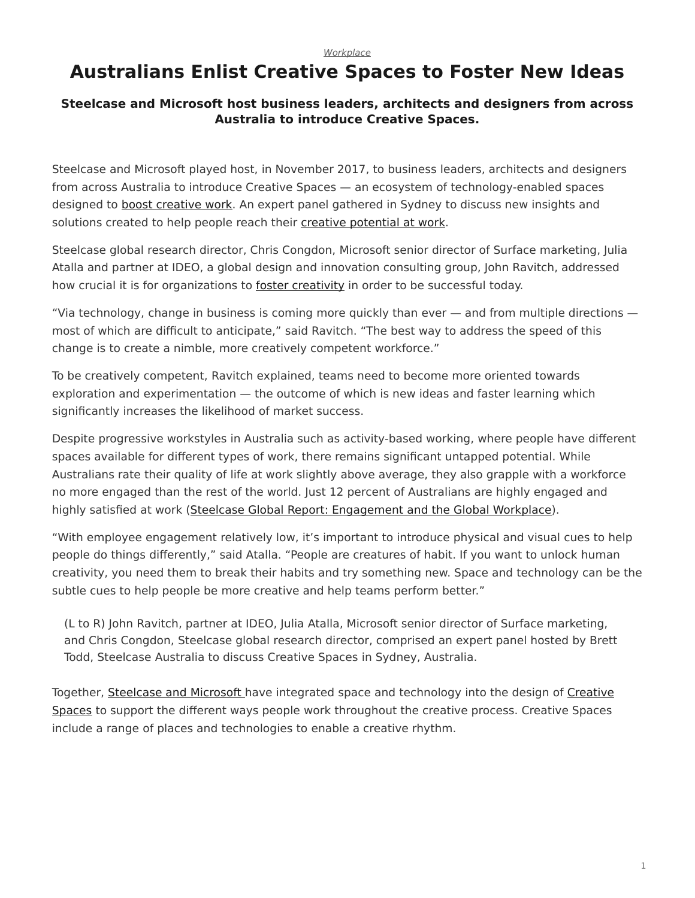*Workplace*

# Australians Enlist Creative Spaces to Foster New Ideas

### Steelcase and Microsoft host business leaders, architects and designers from across Australia to introduce Creative Spaces.

Steelcase and Microsoft played host, in November 2017, to business leaders, architects and designers from across Australia to introduce Creative Spaces — an ecosystem of technology-enabled spaces designed to boost creative work. An expert panel gathered in Sydney to discuss new insights and solutions created to help people reach their creative potential at work.

Steelcase global research director, Chris Congdon, Microsoft senior director of Surface marketing, Julia Atalla and partner at IDEO, a global design and innovation consulting group, John Ravitch, addressed how crucial it is for organizations to foster creativity in order to be successful today.

"Via technology, change in business is coming more quickly than ever — and from multiple directions — most of which are difficult to anticipate," said Ravitch. "The best way to address the speed of this change is to create a nimble, more creatively competent workforce."

To be creatively competent, Ravitch explained, teams need to become more oriented towards exploration and experimentation — the outcome of which is new ideas and faster learning which significantly increases the likelihood of market success.

Despite progressive workstyles in Australia such as activity-based working, where people have different spaces available for different types of work, there remains significant untapped potential. While Australians rate their quality of life at work slightly above average, they also grapple with a workforce no more engaged than the rest of the world. Just 12 percent of Australians are highly engaged and highly satisfied at work (Steelcase Global Report: Engagement and the Global Workplace).

"With employee engagement relatively low, it's important to introduce physical and visual cues to help people do things differently," said Atalla. "People are creatures of habit. If you want to unlock human creativity, you need them to break their habits and try something new. Space and technology can be the subtle cues to help people be more creative and help teams perform better."

(L to R) John Ravitch, partner at IDEO, Julia Atalla, Microsoft senior director of Surface marketing, and Chris Congdon, Steelcase global research director, comprised an expert panel hosted by Brett Todd, Steelcase Australia to discuss Creative Spaces in Sydney, Australia.

Together, Steelcase and Microsoft have integrated space and technology into the design of Creative Spaces to support the different ways people work throughout the creative process. Creative Spaces include a range of places and technologies to enable a creative rhythm.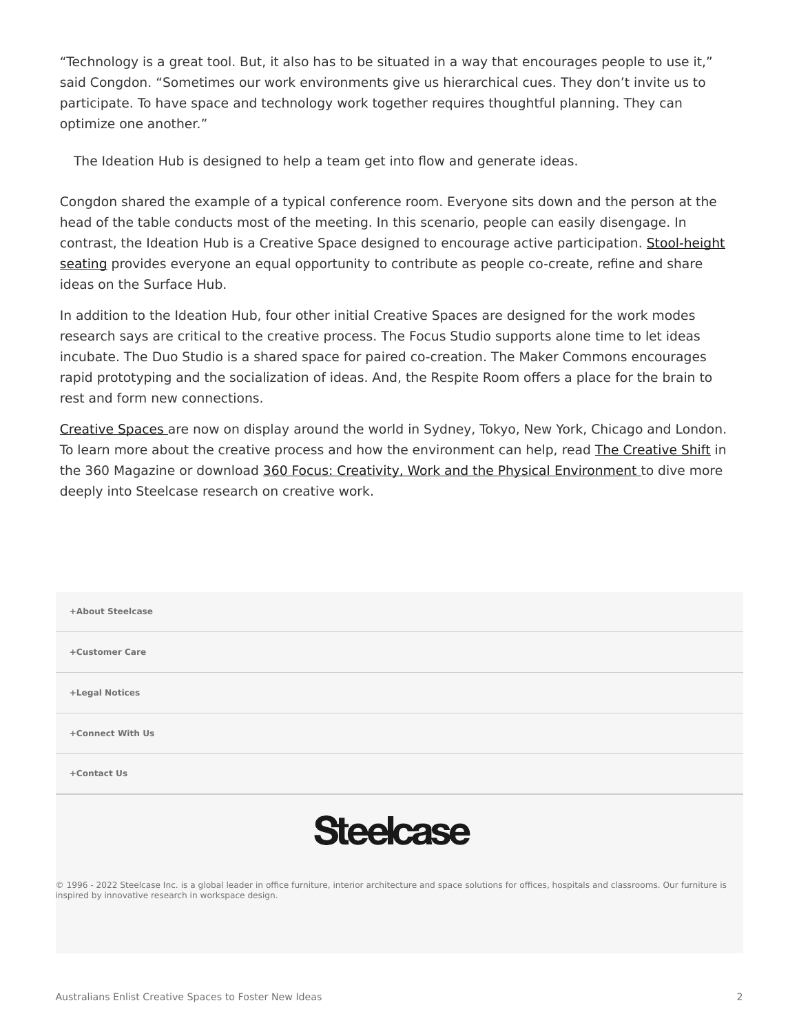"Technology is a great tool. But, it also has to be situated in a way that encourages people to use it," said Congdon. "Sometimes our work environments give us hierarchical cues. They don't invite us to participate. To have space and technology work together requires thoughtful planning. They can optimize one another."

The Ideation Hub is designed to help a team get into flow and generate ideas.

Congdon shared the example of a typical conference room. Everyone sits down and the person at the head of the table conducts most of the meeting. In this scenario, people can easily disengage. In contrast, the Ideation Hub is a Creative Space designed to encourage active participation. Stool-height seating provides everyone an equal opportunity to contribute as people co-create, refine and share ideas on the Surface Hub.

In addition to the Ideation Hub, four other initial Creative Spaces are designed for the work modes research says are critical to the creative process. The Focus Studio supports alone time to let ideas incubate. The Duo Studio is a shared space for paired co-creation. The Maker Commons encourages rapid prototyping and the socialization of ideas. And, the Respite Room offers a place for the brain to rest and form new connections.

Creative Spaces are now on display around the world in Sydney, Tokyo, New York, Chicago and London. To learn more about the creative process and how the environment can help, read The Creative Shift in the 360 Magazine or download 360 Focus: Creativity, Work and the Physical Environment to dive more deeply into Steelcase research on creative work.

+About Steelcase

+Customer Care

+Legal Notices

+Connect With Us

+Contact Us

Steelcase

© 1996 - 2022 Steelcase Inc. is a global leader in office furniture, interior architecture and space solutions for offices, hospitals and classrooms. Our furniture is inspired by innovative research in workspace design.